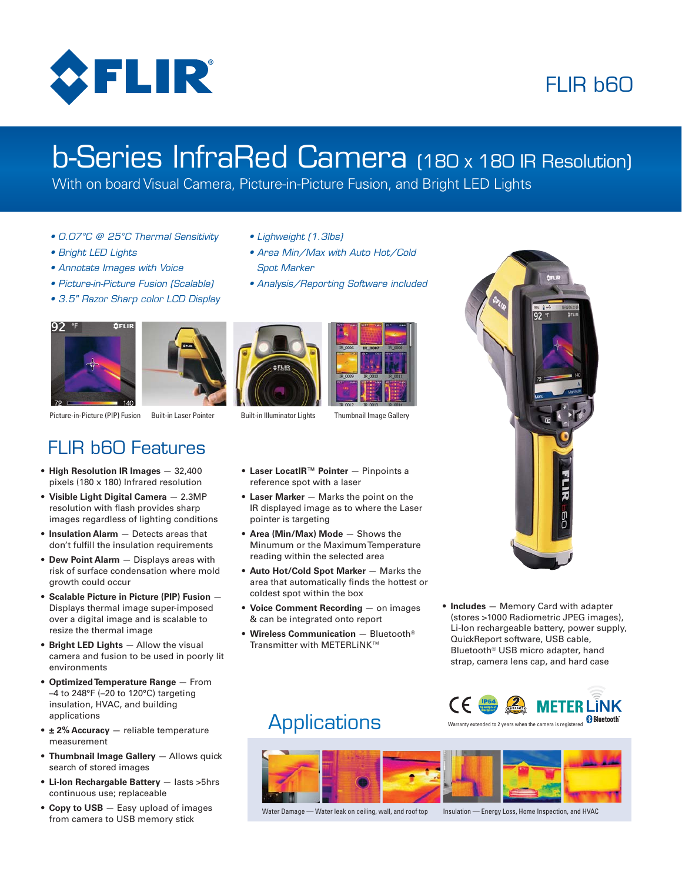# FLIR b60

## b-Series InfraRed Camera (180 x 180 IR Resolution)

With on board Visual Camera, Picture-in-Picture Fusion, and Bright LED Lights

- *0.07°C @ 25°C Thermal Sensitivity*
- *Bright LED Lights*
- *Annotate Images with Voice*
- *Picture-in-Picture Fusion (Scalable)*
- *3.5" Razor Sharp color LCD Display*
- *Lighweight (1.3lbs)*
- *Area Min/Max with Auto Hot/Cold Spot Marker*
- *Analysis/Reporting Software included*

Picture-in-Picture (PIP) Fusion

Built-in Laser Pointer

Built-in Illuminator Lights

Thumbnail Image Gallery

## FLIR b60 Features

- **High Resolution IR Images** — 32,400 pixels (180 x 180) Infrared resolution
- **Visible Light Digital Camera** — 2.3MP resolution with flash provides sharp images regardless of lighting conditions
- **Insulation Alarm** — Detects areas that don't fulfill the insulation requirements
- **Dew Point Alarm** — Displays areas with risk of surface condensation where mold growth could occur
- **Scalable Picture in Picture (PIP) Fusion** — Displays thermal image super-imposed over a digital image and is scalable to resize the thermal image
- **Bright LED Lights** — Allow the visual camera and fusion to be used in poorly lit environments
- **Optimized Temperature Range** — From –4 to 248°F (–20 to 120°C) targeting insulation, HVAC, and building applications
- **± 2% Accuracy** — reliable temperature measurement
- **Thumbnail Image Gallery** — Allows quick search of stored images
- **Li-Ion Rechargable Battery** — lasts >5hrs continuous use; replaceable
- **Copy to USB** — Easy upload of images from camera to USB memory stick
- **Laser LocatIR™ Pointer** — Pinpoints a reference spot with a laser
- **Laser Marker** — Marks the point on the IR displayed image as to where the Laser pointer is targeting
- **Area (Min/Max) Mode** — Shows the Minumum or the Maximum Temperature reading within the selected area
- **Auto Hot/Cold Spot Marker** — Marks the area that automatically finds the hottest or coldest spot within the box
- **Voice Comment Recording** — on images & can be integrated onto report
- **Wireless Communication** — Bluetooth® Transmitter with METERLiNK™
- **Includes** — Memory Card with adapter (stores >1000 Radiometric JPEG images), Li-Ion rechargeable battery, power supply, QuickReport software, USB cable, Bluetooth® USB micro adapter, hand strap, camera lens cap, and hard case

Warranty extended to 2 years when the camera is registered

## Applications

Water Damage — Water leak on ceiling, wall, and roof top

Insulation — Energy Loss, Home Inspection, and HVAC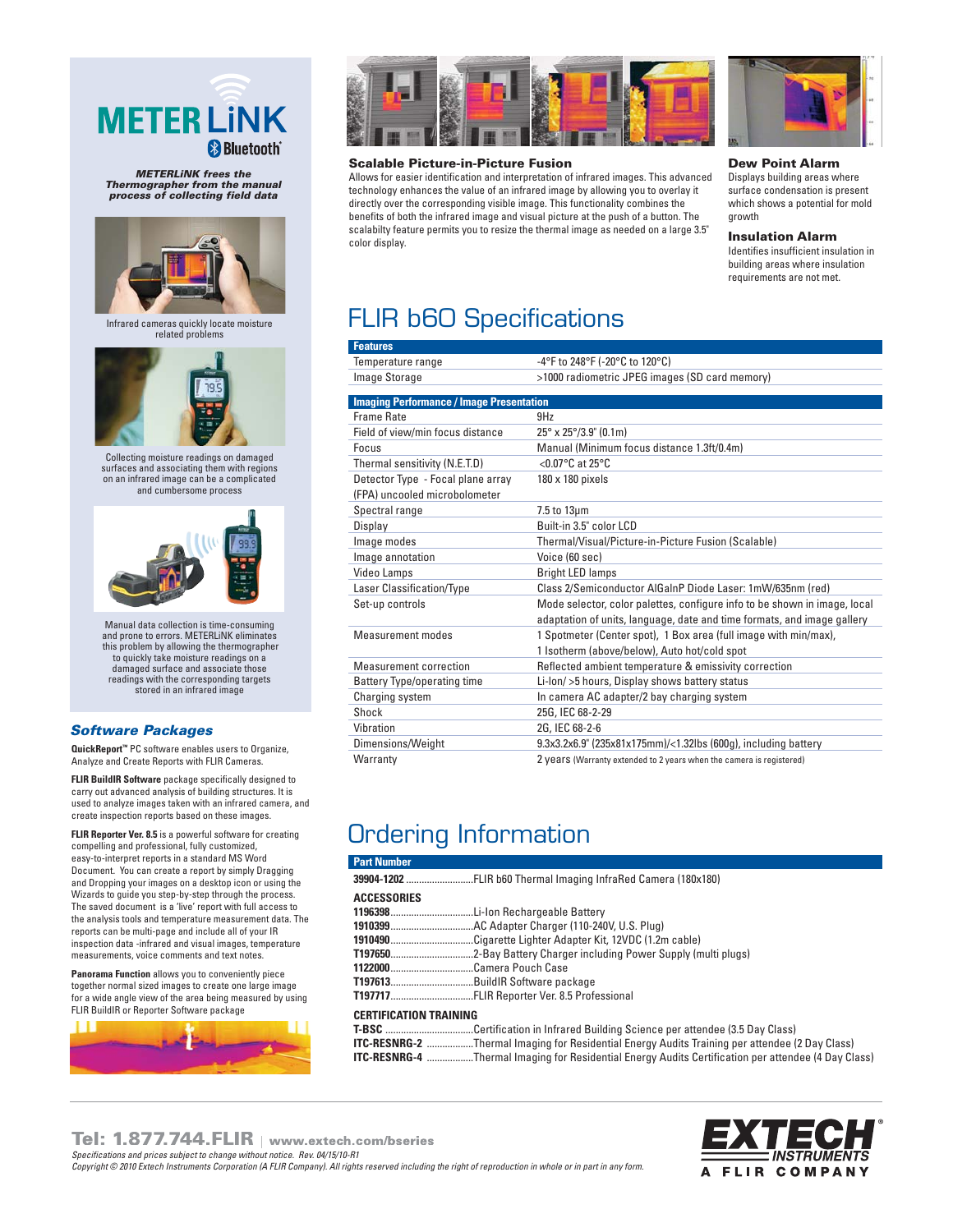# METER LiNK Bluetooth

***METERLiNK frees the Thermographer from the manual process of collecting field data***

Infrared cameras quickly locate moisture related problems

Collecting moisture readings on damaged surfaces and associating them with regions on an infrared image can be a complicated and cumbersome process

Manual data collection is time-consuming and prone to errors. METERLiNK eliminates this problem by allowing the thermographer to quickly take moisture readings on a damaged surface and associate those readings with the corresponding targets stored in an infrared image

## *Software Packages*

**QuickReport™** PC software enables users to Organize, Analyze and Create Reports with FLIR Cameras.

**FLIR BuildIR Software** package specifically designed to carry out advanced analysis of building structures. It is used to analyze images taken with an infrared camera, and create inspection reports based on these images.

**FLIR Reporter Ver. 8.5** is a powerful software for creating compelling and professional, fully customized, easy-to-interpret reports in a standard MS Word Document. You can create a report by simply Dragging and Dropping your images on a desktop icon or using the Wizards to guide you step-by-step through the process. The saved document is a 'live' report with full access to the analysis tools and temperature measurement data. The reports can be multi-page and include all of your IR inspection data -infrared and visual images, temperature measurements, voice comments and text notes.

**Panorama Function** allows you to conveniently piece together normal sized images to create one large image for a wide angle view of the area being measured by using FLIR BuildIR or Reporter Software package

### Scalable Picture-in-Picture Fusion

Allows for easier identification and interpretation of infrared images. This advanced technology enhances the value of an infrared image by allowing you to overlay it directly over the corresponding visible image. This functionality combines the benefits of both the infrared image and visual picture at the push of a button. The scalabilty feature permits you to resize the thermal image as needed on a large 3.5" color display.

### Dew Point Alarm

Displays building areas where surface condensation is present which shows a potential for mold growth

### Insulation Alarm

Identifies insufficient insulation in building areas where insulation requirements are not met.

# FLIR b60 Specifications

| Features | |
|---|---|
| Temperature range | -4°F to 248°F (-20°C to 120°C) |
| Image Storage | >1000 radiometric JPEG images (SD card memory) |
| **Imaging Performance / Image Presentation** | |
| Frame Rate | 9Hz |
| Field of view/min focus distance | 25° x 25°/3.9" (0.1m) |
| Focus | Manual (Minimum focus distance 1.3ft/0.4m) |
| Thermal sensitivity (N.E.T.D) | <0.07°C at 25°C |
| Detector Type - Focal plane array (FPA) uncooled microbolometer | 180 x 180 pixels |
| Spectral range | 7.5 to 13µm |
| Display | Built-in 3.5" color LCD |
| Image modes | Thermal/Visual/Picture-in-Picture Fusion (Scalable) |
| Image annotation | Voice (60 sec) |
| Video Lamps | Bright LED lamps |
| Laser Classification/Type | Class 2/Semiconductor AlGaInP Diode Laser: 1mW/635nm (red) |
| Set-up controls | Mode selector, color palettes, configure info to be shown in image, local adaptation of units, language, date and time formats, and image gallery |
| Measurement modes | 1 Spotmeter (Center spot), 1 Box area (full image with min/max), 1 Isotherm (above/below), Auto hot/cold spot |
| Measurement correction | Reflected ambient temperature & emissivity correction |
| Battery Type/operating time | Li-Ion/ >5 hours, Display shows battery status |
| Charging system | In camera AC adapter/2 bay charging system |
| Shock | 25G, IEC 68-2-29 |
| Vibration | 2G, IEC 68-2-6 |
| Dimensions/Weight | 9.3x3.2x6.9" (235x81x175mm)/<1.32lbs (600g), including battery |
| Warranty | 2 years (Warranty extended to 2 years when the camera is registered) |

# Ordering Information

**Part Number**

**39904-1202** .........................FLIR b60 Thermal Imaging InfraRed Camera (180x180)

**ACCESSORIES**

**1196398**................................Li-Ion Rechargeable Battery
**1910399**................................AC Adapter Charger (110-240V, U.S. Plug)
**1910490**................................Cigarette Lighter Adapter Kit, 12VDC (1.2m cable)
**T197650**................................2-Bay Battery Charger including Power Supply (multi plugs)
**1122000**................................Camera Pouch Case
**T197613**................................BuildIR Software package
**T197717**................................FLIR Reporter Ver. 8.5 Professional

**CERTIFICATION TRAINING**

**T-BSC** ..................................Certification in Infrared Building Science per attendee (3.5 Day Class)
**ITC-RESNRG-2** ..................Thermal Imaging for Residential Energy Audits Training per attendee (2 Day Class)
**ITC-RESNRG-4** ..................Thermal Imaging for Residential Energy Audits Certification per attendee (4 Day Class)

**Tel: 1.877.744.FLIR** | **www.extech.com/bseries**

*Specifications and prices subject to change without notice. Rev. 04/15/10-R1*
*Copyright © 2010 Extech Instruments Corporation (A FLIR Company). All rights reserved including the right of reproduction in whole or in part in any form.*

**EXTECH INSTRUMENTS** A FLIR COMPANY